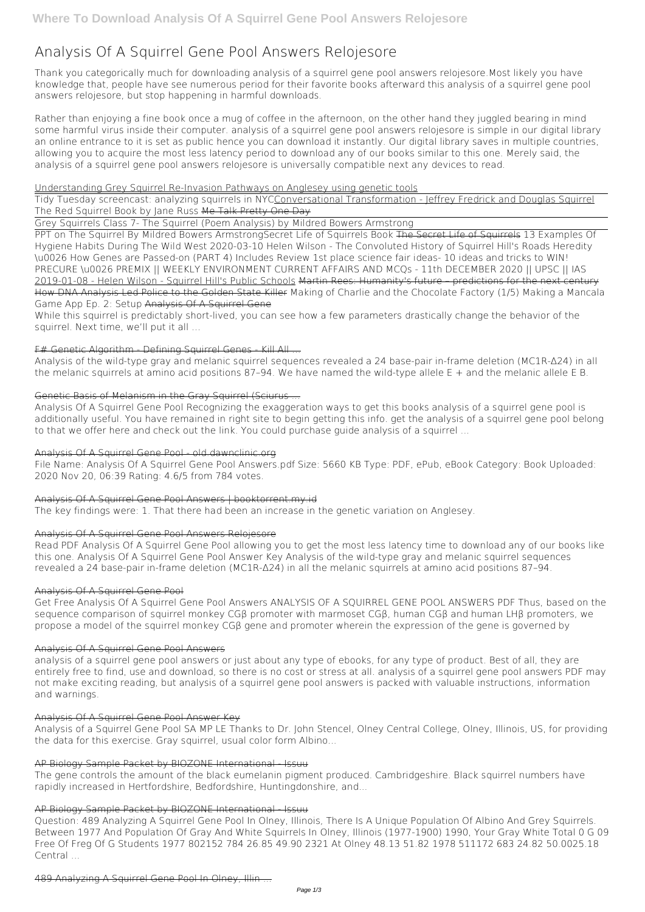# Analysis Of A Squirrel Gene Pool Answers Relojesore

Thank you categorically much for downloading **analysis of a squirrel gene pool answers relojesore**.Most likely you have knowledge that, people have see numerous period for their favorite books afterward this analysis of a squirrel gene pool answers relojesore, but stop happening in harmful downloads.

Rather than enjoying a fine book once a mug of coffee in the afternoon, on the other hand they juggled bearing in mind some harmful virus inside their computer. **analysis of a squirrel gene pool answers relojesore** is simple in our digital library an online entrance to it is set as public hence you can download it instantly. Our digital library saves in multiple countries, allowing you to acquire the most less latency period to download any of our books similar to this one. Merely said, the analysis of a squirrel gene pool answers relojesore is universally compatible next any devices to read.

Understanding Grey Squirrel Re-Invasion Pathways on Anglesey using genetic tools

Tidy Tuesday screencast: analyzing squirrels in NYC Conversational Transformation - Jeffrey Fredrick and Douglas Squirrel **The Red Squirrel Book by Jane Russ** Me Talk Pretty One Day

Grey Squirrels Class 7- The Squirrel (Poem Analysis) by Mildred Bowers Armstrong

PPT on The Squirrel By Mildred Bowers Armstrong **Secret Life of Squirrels Book** The Secret Life of Squirrels **13 Examples Of Hygiene Habits During The Wild West** **2020-03-10 Helen Wilson - The Convoluted History of Squirrel Hill's Roads** **Heredity \u0026 How Genes are Passed-on (PART 4) Includes Review** **1st place science fair ideas- 10 ideas and tricks to WIN!** **PRECURE \u0026 PREMIX || WEEKLY ENVIRONMENT CURRENT AFFAIRS AND MCQs - 11th DECEMBER 2020 || UPSC || IAS** 2019-01-08 - Helen Wilson - Squirrel Hill's Public Schools Martin Rees: Humanity's future – predictions for the next century How DNA Analysis Led Police to the Golden State Killer **Making of Charlie and the Chocolate Factory (1/5)** **Making a Mancala Game App Ep. 2: Setup** Analysis Of A Squirrel Gene

While this squirrel is predictably short-lived, you can see how a few parameters drastically change the behavior of the squirrel. Next time, we'll put it all ...

## F# Genetic Algorithm - Defining Squirrel Genes - Kill All ...

Analysis of the wild-type gray and melanic squirrel sequences revealed a 24 base-pair in-frame deletion (MC1R-Δ24) in all the melanic squirrels at amino acid positions 87–94. We have named the wild-type allele E + and the melanic allele E B.

## Genetic Basis of Melanism in the Gray Squirrel (Sciurus ...

Analysis Of A Squirrel Gene Pool Recognizing the exaggeration ways to get this books analysis of a squirrel gene pool is additionally useful. You have remained in right site to begin getting this info. get the analysis of a squirrel gene pool belong to that we offer here and check out the link. You could purchase guide analysis of a squirrel ...

## Analysis Of A Squirrel Gene Pool - old.dawnclinic.org

File Name: Analysis Of A Squirrel Gene Pool Answers.pdf Size: 5660 KB Type: PDF, ePub, eBook Category: Book Uploaded: 2020 Nov 20, 06:39 Rating: 4.6/5 from 784 votes.

## Analysis Of A Squirrel Gene Pool Answers | booktorrent.my.id

The key findings were: 1. That there had been an increase in the genetic variation on Anglesey.

## Analysis Of A Squirrel Gene Pool Answers Relojesore

Read PDF Analysis Of A Squirrel Gene Pool allowing you to get the most less latency time to download any of our books like this one. Analysis Of A Squirrel Gene Pool Answer Key Analysis of the wild-type gray and melanic squirrel sequences revealed a 24 base-pair in-frame deletion (MC1R-Δ24) in all the melanic squirrels at amino acid positions 87–94.

## Analysis Of A Squirrel Gene Pool

Get Free Analysis Of A Squirrel Gene Pool Answers ANALYSIS OF A SQUIRREL GENE POOL ANSWERS PDF Thus, based on the sequence comparison of squirrel monkey CGβ promoter with marmoset CGβ, human CGβ and human LHβ promoters, we propose a model of the squirrel monkey CGβ gene and promoter wherein the expression of the gene is governed by

## Analysis Of A Squirrel Gene Pool Answers

analysis of a squirrel gene pool answers or just about any type of ebooks, for any type of product. Best of all, they are entirely free to find, use and download, so there is no cost or stress at all. analysis of a squirrel gene pool answers PDF may not make exciting reading, but analysis of a squirrel gene pool answers is packed with valuable instructions, information and warnings.

## Analysis Of A Squirrel Gene Pool Answer Key

Analysis of a Squirrel Gene Pool SA MP LE Thanks to Dr. John Stencel, Olney Central College, Olney, Illinois, US, for providing the data for this exercise. Gray squirrel, usual color form Albino...

## AP Biology Sample Packet by BIOZONE International - Issuu

The gene controls the amount of the black eumelanin pigment produced. Cambridgeshire. Black squirrel numbers have rapidly increased in Hertfordshire, Bedfordshire, Huntingdonshire, and...

## AP Biology Sample Packet by BIOZONE International - Issuu

Question: 489 Analyzing A Squirrel Gene Pool In Olney, Illinois, There Is A Unique Population Of Albino And Grey Squirrels. Between 1977 And Population Of Gray And White Squirrels In Olney, Illinois (1977-1900) 1990, Your Gray White Total 0 G 09 Free Of Freq Of G Students 1977 802152 784 26.85 49.90 2321 At Olney 48.13 51.82 1978 511172 683 24.82 50.0025.18 Central ...

## 489 Analyzing A Squirrel Gene Pool In Olney, Illin ...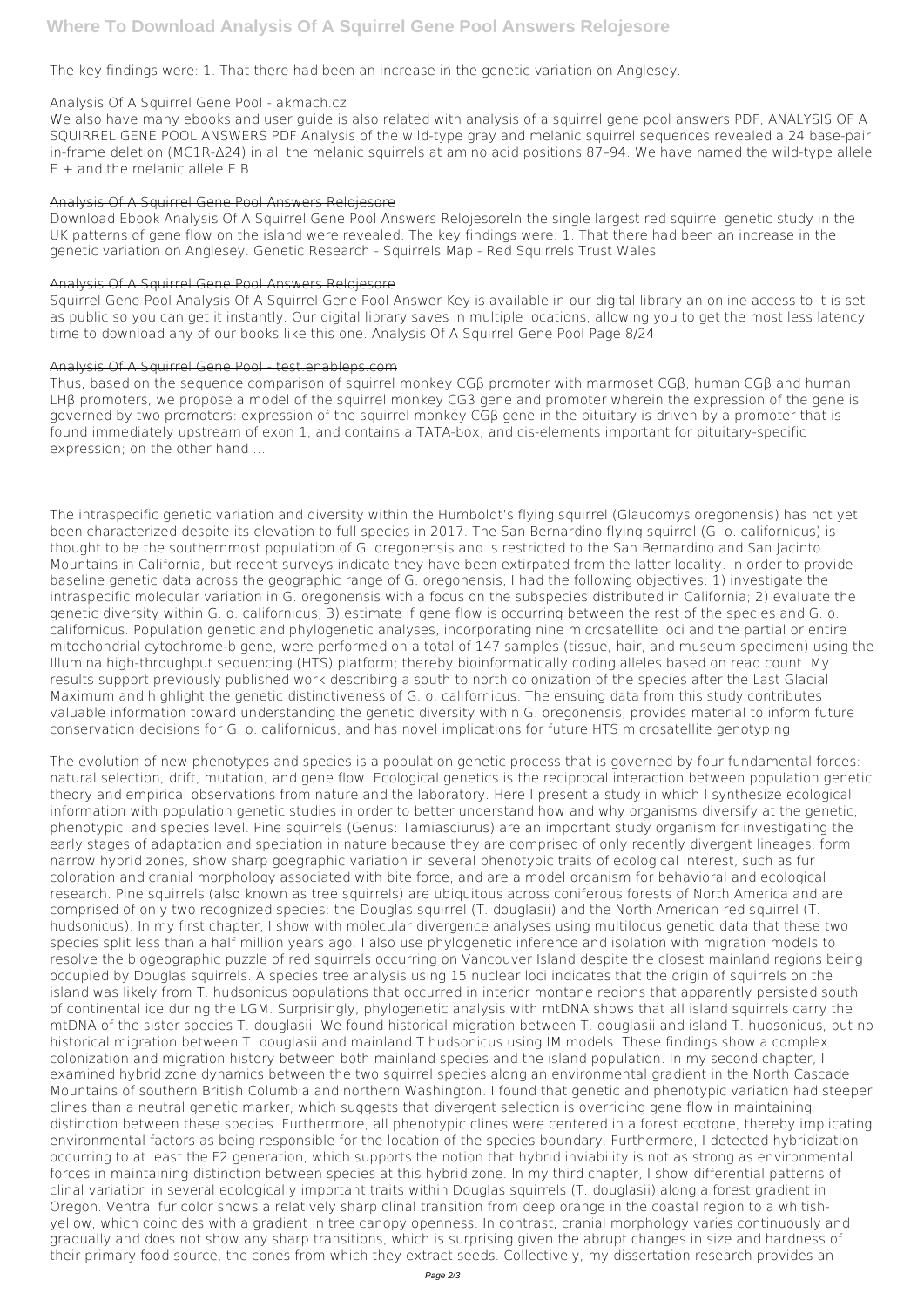The key findings were: 1. That there had been an increase in the genetic variation on Anglesey.

## Analysis Of A Squirrel Gene Pool - akmach.cz

We also have many ebooks and user guide is also related with analysis of a squirrel gene pool answers PDF, ANALYSIS OF A SQUIRREL GENE POOL ANSWERS PDF Analysis of the wild-type gray and melanic squirrel sequences revealed a 24 base-pair in-frame deletion (MC1R-Δ24) in all the melanic squirrels at amino acid positions 87–94. We have named the wild-type allele E + and the melanic allele E B.

## Analysis Of A Squirrel Gene Pool Answers Relojesore

Download Ebook Analysis Of A Squirrel Gene Pool Answers RelojesoreIn the single largest red squirrel genetic study in the UK patterns of gene flow on the island were revealed. The key findings were: 1. That there had been an increase in the genetic variation on Anglesey. Genetic Research - Squirrels Map - Red Squirrels Trust Wales

## Analysis Of A Squirrel Gene Pool Answers Relojesore

Squirrel Gene Pool Analysis Of A Squirrel Gene Pool Answer Key is available in our digital library an online access to it is set as public so you can get it instantly. Our digital library saves in multiple locations, allowing you to get the most less latency time to download any of our books like this one. Analysis Of A Squirrel Gene Pool Page 8/24

## Analysis Of A Squirrel Gene Pool - test.enableps.com

Thus, based on the sequence comparison of squirrel monkey CGβ promoter with marmoset CGβ, human CGβ and human LHβ promoters, we propose a model of the squirrel monkey CGβ gene and promoter wherein the expression of the gene is governed by two promoters: expression of the squirrel monkey CGβ gene in the pituitary is driven by a promoter that is found immediately upstream of exon 1, and contains a TATA-box, and cis-elements important for pituitary-specific expression; on the other hand ...

The intraspecific genetic variation and diversity within the Humboldt's flying squirrel (Glaucomys oregonensis) has not yet been characterized despite its elevation to full species in 2017. The San Bernardino flying squirrel (G. o. californicus) is thought to be the southernmost population of G. oregonensis and is restricted to the San Bernardino and San Jacinto Mountains in California, but recent surveys indicate they have been extirpated from the latter locality. In order to provide baseline genetic data across the geographic range of G. oregonensis, I had the following objectives: 1) investigate the intraspecific molecular variation in G. oregonensis with a focus on the subspecies distributed in California; 2) evaluate the genetic diversity within G. o. californicus; 3) estimate if gene flow is occurring between the rest of the species and G. o. californicus. Population genetic and phylogenetic analyses, incorporating nine microsatellite loci and the partial or entire mitochondrial cytochrome-b gene, were performed on a total of 147 samples (tissue, hair, and museum specimen) using the Illumina high-throughput sequencing (HTS) platform; thereby bioinformatically coding alleles based on read count. My results support previously published work describing a south to north colonization of the species after the Last Glacial Maximum and highlight the genetic distinctiveness of G. o. californicus. The ensuing data from this study contributes valuable information toward understanding the genetic diversity within G. oregonensis, provides material to inform future conservation decisions for G. o. californicus, and has novel implications for future HTS microsatellite genotyping.

The evolution of new phenotypes and species is a population genetic process that is governed by four fundamental forces: natural selection, drift, mutation, and gene flow. Ecological genetics is the reciprocal interaction between population genetic theory and empirical observations from nature and the laboratory. Here I present a study in which I synthesize ecological information with population genetic studies in order to better understand how and why organisms diversify at the genetic, phenotypic, and species level. Pine squirrels (Genus: Tamiasciurus) are an important study organism for investigating the early stages of adaptation and speciation in nature because they are comprised of only recently divergent lineages, form narrow hybrid zones, show sharp goegraphic variation in several phenotypic traits of ecological interest, such as fur coloration and cranial morphology associated with bite force, and are a model organism for behavioral and ecological research. Pine squirrels (also known as tree squirrels) are ubiquitous across coniferous forests of North America and are comprised of only two recognized species: the Douglas squirrel (T. douglasii) and the North American red squirrel (T. hudsonicus). In my first chapter, I show with molecular divergence analyses using multilocus genetic data that these two species split less than a half million years ago. I also use phylogenetic inference and isolation with migration models to resolve the biogeographic puzzle of red squirrels occurring on Vancouver Island despite the closest mainland regions being occupied by Douglas squirrels. A species tree analysis using 15 nuclear loci indicates that the origin of squirrels on the island was likely from T. hudsonicus populations that occurred in interior montane regions that apparently persisted south of continental ice during the LGM. Surprisingly, phylogenetic analysis with mtDNA shows that all island squirrels carry the mtDNA of the sister species T. douglasii. We found historical migration between T. douglasii and island T. hudsonicus, but no historical migration between T. douglasii and mainland T.hudsonicus using IM models. These findings show a complex colonization and migration history between both mainland species and the island population. In my second chapter, I examined hybrid zone dynamics between the two squirrel species along an environmental gradient in the North Cascade Mountains of southern British Columbia and northern Washington. I found that genetic and phenotypic variation had steeper clines than a neutral genetic marker, which suggests that divergent selection is overriding gene flow in maintaining distinction between these species. Furthermore, all phenotypic clines were centered in a forest ecotone, thereby implicating environmental factors as being responsible for the location of the species boundary. Furthermore, I detected hybridization occurring to at least the F2 generation, which supports the notion that hybrid inviability is not as strong as environmental forces in maintaining distinction between species at this hybrid zone. In my third chapter, I show differential patterns of clinal variation in several ecologically important traits within Douglas squirrels (T. douglasii) along a forest gradient in Oregon. Ventral fur color shows a relatively sharp clinal transition from deep orange in the coastal region to a whitish-yellow, which coincides with a gradient in tree canopy openness. In contrast, cranial morphology varies continuously and gradually and does not show any sharp transitions, which is surprising given the abrupt changes in size and hardness of their primary food source, the cones from which they extract seeds. Collectively, my dissertation research provides an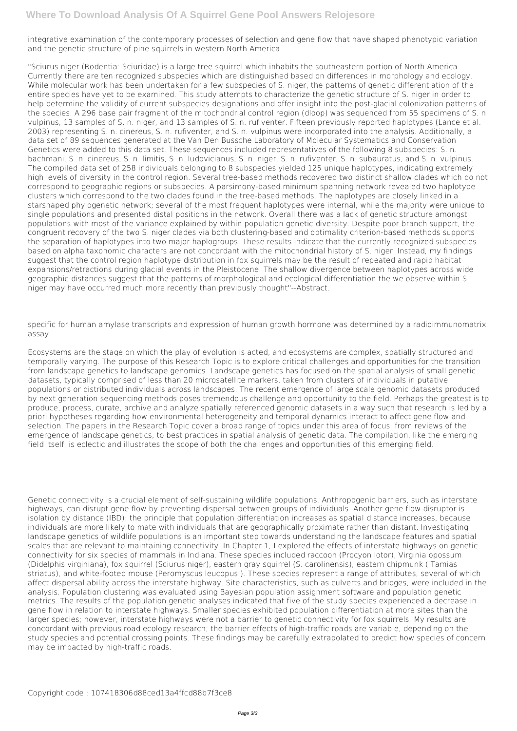integrative examination of the contemporary processes of selection and gene flow that have shaped phenotypic variation and the genetic structure of pine squirrels in western North America.

"Sciurus niger (Rodentia: Sciuridae) is a large tree squirrel which inhabits the southeastern portion of North America. Currently there are ten recognized subspecies which are distinguished based on differences in morphology and ecology. While molecular work has been undertaken for a few subspecies of S. niger, the patterns of genetic differentiation of the entire species have yet to be examined. This study attempts to characterize the genetic structure of S. niger in order to help determine the validity of current subspecies designations and offer insight into the post-glacial colonization patterns of the species. A 296 base pair fragment of the mitochondrial control region (dloop) was sequenced from 55 specimens of S. n. vulpinus, 13 samples of S. n. niger, and 13 samples of S. n. rufiventer. Fifteen previously reported haplotypes (Lance et al. 2003) representing S. n. cinereus, S. n. rufiventer, and S. n. vulpinus were incorporated into the analysis. Additionally, a data set of 89 sequences generated at the Van Den Bussche Laboratory of Molecular Systematics and Conservation Genetics were added to this data set. These sequences included representatives of the following 8 subspecies: S. n. bachmani, S. n. cinereus, S. n. limitis, S. n. ludovicianus, S. n. niger, S. n. rufiventer, S. n. subauratus, and S. n. vulpinus. The compiled data set of 258 individuals belonging to 8 subspecies yielded 125 unique haplotypes, indicating extremely high levels of diversity in the control region. Several tree-based methods recovered two distinct shallow clades which do not correspond to geographic regions or subspecies. A parsimony-based minimum spanning network revealed two haplotype clusters which correspond to the two clades found in the tree-based methods. The haplotypes are closely linked in a starshaped phylogenetic network; several of the most frequent haplotypes were internal, while the majority were unique to single populations and presented distal positions in the network. Overall there was a lack of genetic structure amongst populations with most of the variance explained by within population genetic diversity. Despite poor branch support, the congruent recovery of the two S. niger clades via both clustering-based and optimality criterion-based methods supports the separation of haplotypes into two major haplogroups. These results indicate that the currently recognized subspecies based on alpha taxonomic characters are not concordant with the mitochondrial history of S. niger. Instead, my findings suggest that the control region haplotype distribution in fox squirrels may be the result of repeated and rapid habitat expansions/retractions during glacial events in the Pleistocene. The shallow divergence between haplotypes across wide geographic distances suggest that the patterns of morphological and ecological differentiation the we observe within S. niger may have occurred much more recently than previously thought"--Abstract.

specific for human amylase transcripts and expression of human growth hormone was determined by a radioimmunomatrix assay.

Ecosystems are the stage on which the play of evolution is acted, and ecosystems are complex, spatially structured and temporally varying. The purpose of this Research Topic is to explore critical challenges and opportunities for the transition from landscape genetics to landscape genomics. Landscape genetics has focused on the spatial analysis of small genetic datasets, typically comprised of less than 20 microsatellite markers, taken from clusters of individuals in putative populations or distributed individuals across landscapes. The recent emergence of large scale genomic datasets produced by next generation sequencing methods poses tremendous challenge and opportunity to the field. Perhaps the greatest is to produce, process, curate, archive and analyze spatially referenced genomic datasets in a way such that research is led by a priori hypotheses regarding how environmental heterogeneity and temporal dynamics interact to affect gene flow and selection. The papers in the Research Topic cover a broad range of topics under this area of focus, from reviews of the emergence of landscape genetics, to best practices in spatial analysis of genetic data. The compilation, like the emerging field itself, is eclectic and illustrates the scope of both the challenges and opportunities of this emerging field.

Genetic connectivity is a crucial element of self-sustaining wildlife populations. Anthropogenic barriers, such as interstate highways, can disrupt gene flow by preventing dispersal between groups of individuals. Another gene flow disruptor is isolation by distance (IBD): the principle that population differentiation increases as spatial distance increases, because individuals are more likely to mate with individuals that are geographically proximate rather than distant. Investigating landscape genetics of wildlife populations is an important step towards understanding the landscape features and spatial scales that are relevant to maintaining connectivity. In Chapter 1, I explored the effects of interstate highways on genetic connectivity for six species of mammals in Indiana. These species included raccoon (Procyon lotor), Virginia opossum (Didelphis virginiana), fox squirrel (Sciurus niger), eastern gray squirrel (S. carolinensis), eastern chipmunk ( Tamias striatus), and white-footed mouse (Peromyscus leucopus ). These species represent a range of attributes, several of which affect dispersal ability across the interstate highway. Site characteristics, such as culverts and bridges, were included in the analysis. Population clustering was evaluated using Bayesian population assignment software and population genetic metrics. The results of the population genetic analyses indicated that five of the study species experienced a decrease in gene flow in relation to interstate highways. Smaller species exhibited population differentiation at more sites than the larger species; however, interstate highways were not a barrier to genetic connectivity for fox squirrels. My results are concordant with previous road ecology research; the barrier effects of high-traffic roads are variable, depending on the study species and potential crossing points. These findings may be carefully extrapolated to predict how species of concern may be impacted by high-traffic roads.

Copyright code : 107418306d88ced13a4ffcd88b7f3ce8